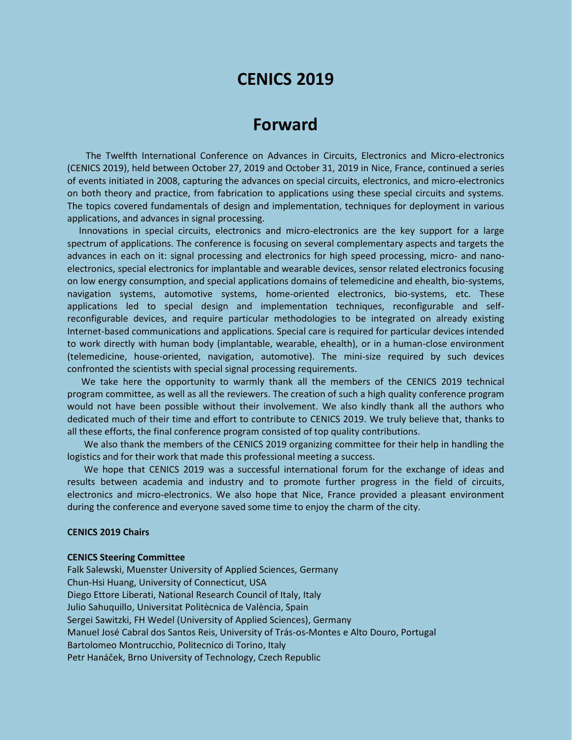# CENICS 2019

## Forward

The Twelfth International Conference on Advances in Circuits, Electronics and Micro-electronics (CENICS 2019), held between October 27, 2019 and October 31, 2019 in Nice, France, continued a series of events initiated in 2008, capturing the advances on special circuits, electronics, and micro-electronics on both theory and practice, from fabrication to applications using these special circuits and systems. The topics covered fundamentals of design and implementation, techniques for deployment in various applications, and advances in signal processing.

Innovations in special circuits, electronics and micro-electronics are the key support for a large spectrum of applications. The conference is focusing on several complementary aspects and targets the advances in each on it: signal processing and electronics for high speed processing, micro- and nano-electronics, special electronics for implantable and wearable devices, sensor related electronics focusing on low energy consumption, and special applications domains of telemedicine and ehealth, bio-systems, navigation systems, automotive systems, home-oriented electronics, bio-systems, etc. These applications led to special design and implementation techniques, reconfigurable and self-reconfigurable devices, and require particular methodologies to be integrated on already existing Internet-based communications and applications. Special care is required for particular devices intended to work directly with human body (implantable, wearable, ehealth), or in a human-close environment (telemedicine, house-oriented, navigation, automotive). The mini-size required by such devices confronted the scientists with special signal processing requirements.

We take here the opportunity to warmly thank all the members of the CENICS 2019 technical program committee, as well as all the reviewers. The creation of such a high quality conference program would not have been possible without their involvement. We also kindly thank all the authors who dedicated much of their time and effort to contribute to CENICS 2019. We truly believe that, thanks to all these efforts, the final conference program consisted of top quality contributions.

We also thank the members of the CENICS 2019 organizing committee for their help in handling the logistics and for their work that made this professional meeting a success.

We hope that CENICS 2019 was a successful international forum for the exchange of ideas and results between academia and industry and to promote further progress in the field of circuits, electronics and micro-electronics. We also hope that Nice, France provided a pleasant environment during the conference and everyone saved some time to enjoy the charm of the city.

**CENICS 2019 Chairs**

**CENICS Steering Committee**

Falk Salewski, Muenster University of Applied Sciences, Germany
Chun-Hsi Huang, University of Connecticut, USA
Diego Ettore Liberati, National Research Council of Italy, Italy
Julio Sahuquillo, Universitat Politècnica de València, Spain
Sergei Sawitzki, FH Wedel (University of Applied Sciences), Germany
Manuel José Cabral dos Santos Reis, University of Trás-os-Montes e Alto Douro, Portugal
Bartolomeo Montrucchio, Politecnico di Torino, Italy
Petr Hanáček, Brno University of Technology, Czech Republic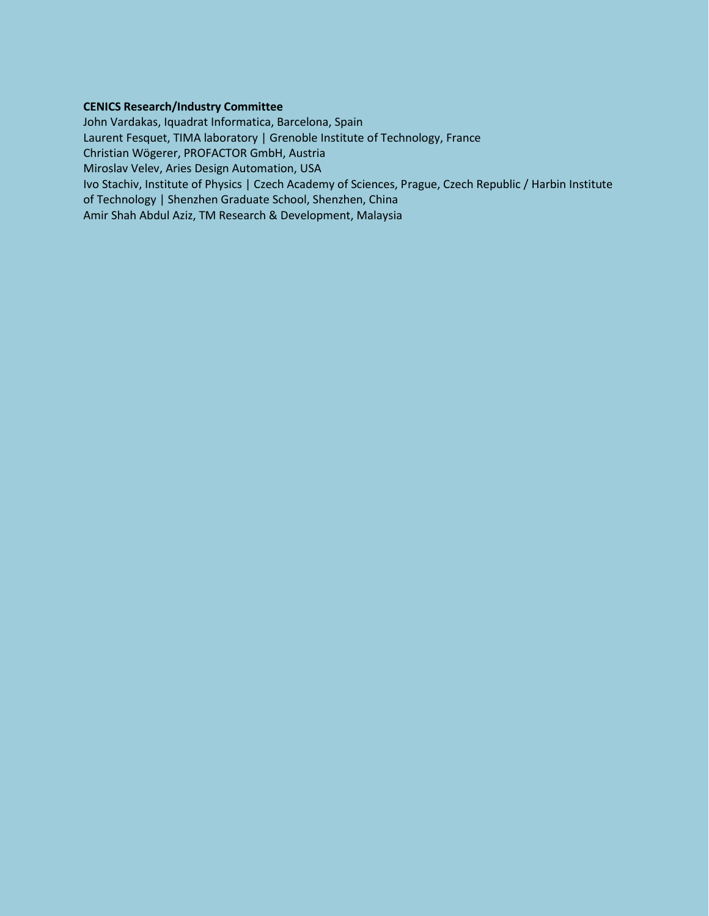**CENICS Research/Industry Committee**

John Vardakas, Iquadrat Informatica, Barcelona, Spain
Laurent Fesquet, TIMA laboratory | Grenoble Institute of Technology, France
Christian Wögerer, PROFACTOR GmbH, Austria
Miroslav Velev, Aries Design Automation, USA
Ivo Stachiv, Institute of Physics | Czech Academy of Sciences, Prague, Czech Republic / Harbin Institute of Technology | Shenzhen Graduate School, Shenzhen, China
Amir Shah Abdul Aziz, TM Research & Development, Malaysia